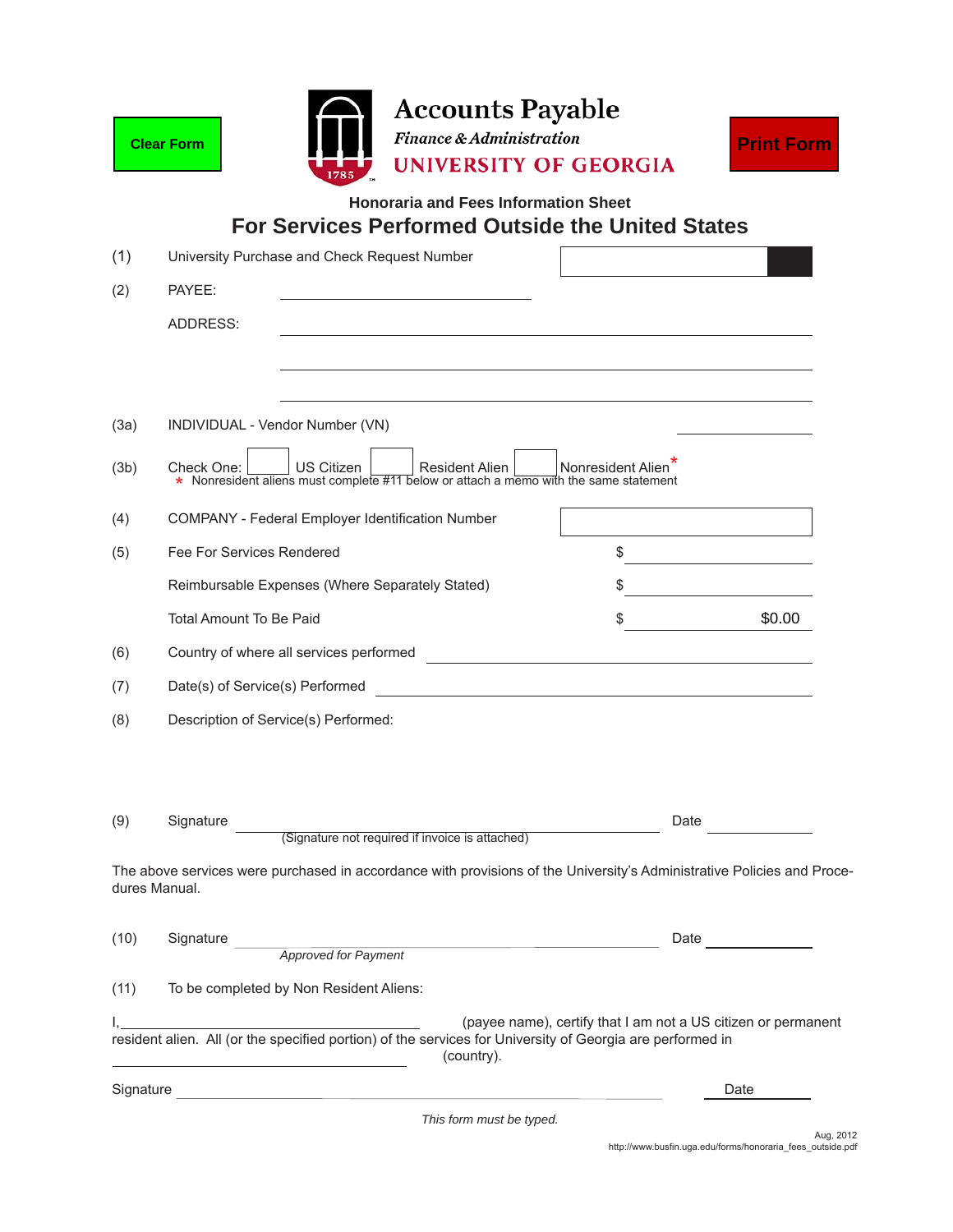Clear Form

# Accounts Payable

*Finance & Administration*

UNIVERSITY OF GEORGIA

Print Form

### Honoraria and Fees Information Sheet

## For Services Performed Outside the United States

(1) University Purchase and Check Request Number

(2) PAYEE: ______________________

ADDRESS: ______________________

______________________

______________________

(3a) INDIVIDUAL - Vendor Number (VN) ______________

(3b) Check One: ☐ US Citizen ☐ Resident Alien ☐ Nonresident Alien*

\* Nonresident aliens must complete #11 below or attach a memo with the same statement

(4) COMPANY - Federal Employer Identification Number ______________

(5) Fee For Services Rendered $ ______________

Reimbursable Expenses (Where Separately Stated) $ ______________

Total Amount To Be Paid $ $0.00

(6) Country of where all services performed ______________________

(7) Date(s) of Service(s) Performed ______________________

(8) Description of Service(s) Performed:

(9) Signature ______________________ Date ______________

(Signature not required if invoice is attached)

The above services were purchased in accordance with provisions of the University's Administrative Policies and Procedures Manual.

(10) Signature ______________________ Date ______________

*Approved for Payment*

(11) To be completed by Non Resident Aliens:

I, ______________________ (payee name), certify that I am not a US citizen or permanent resident alien. All (or the specified portion) of the services for University of Georgia are performed in ______________________ (country).

Signature ______________________ Date ______________

*This form must be typed.*

Aug, 2012
http://www.busfin.uga.edu/forms/honoraria_fees_outside.pdf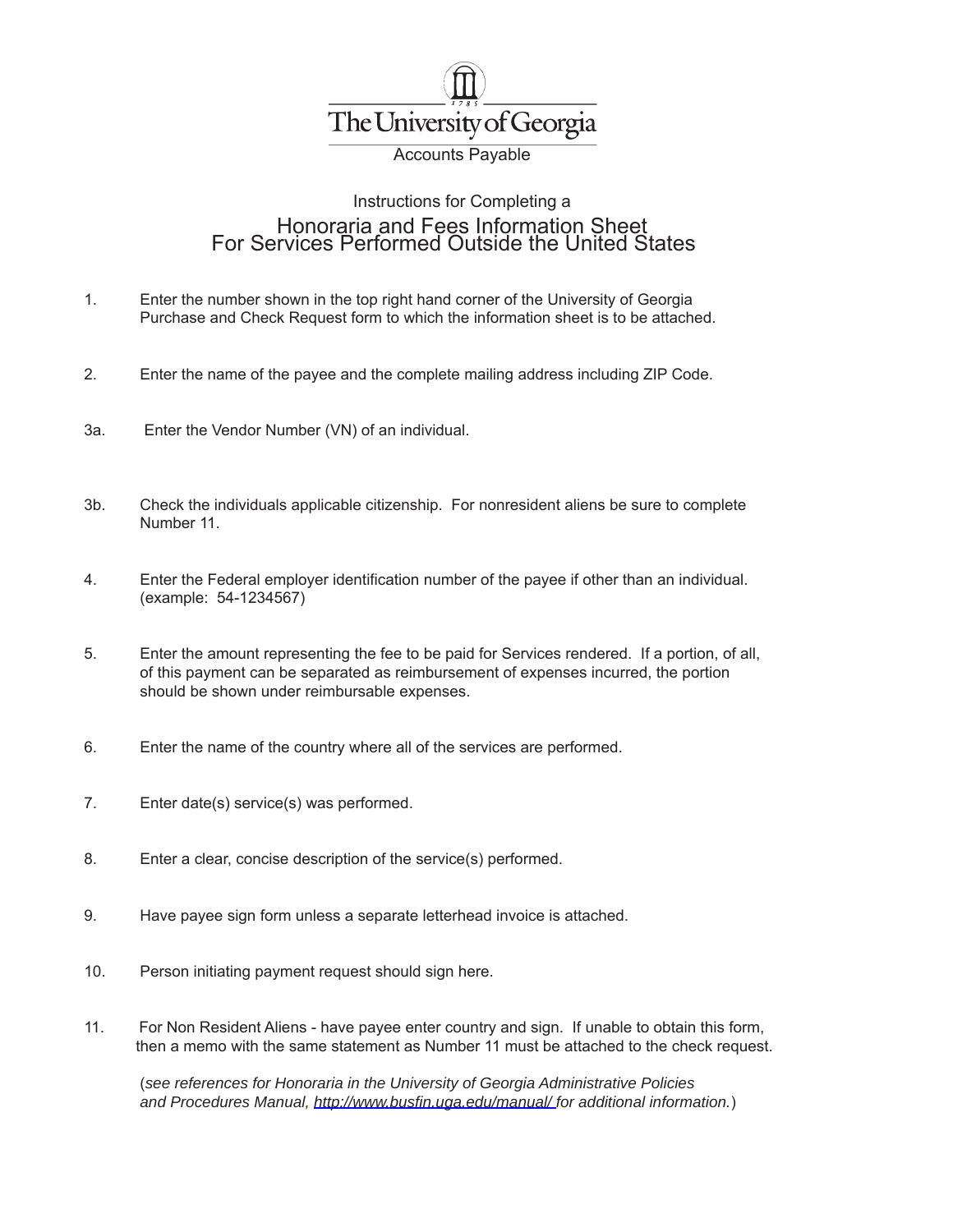The University of Georgia

Accounts Payable

Instructions for Completing a

# Honoraria and Fees Information Sheet For Services Performed Outside the United States

1. Enter the number shown in the top right hand corner of the University of Georgia Purchase and Check Request form to which the information sheet is to be attached.

2. Enter the name of the payee and the complete mailing address including ZIP Code.

3a. Enter the Vendor Number (VN) of an individual.

3b. Check the individuals applicable citizenship. For nonresident aliens be sure to complete Number 11.

4. Enter the Federal employer identification number of the payee if other than an individual. (example: 54-1234567)

5. Enter the amount representing the fee to be paid for Services rendered. If a portion, of all, of this payment can be separated as reimbursement of expenses incurred, the portion should be shown under reimbursable expenses.

6. Enter the name of the country where all of the services are performed.

7. Enter date(s) service(s) was performed.

8. Enter a clear, concise description of the service(s) performed.

9. Have payee sign form unless a separate letterhead invoice is attached.

10. Person initiating payment request should sign here.

11. For Non Resident Aliens - have payee enter country and sign. If unable to obtain this form, then a memo with the same statement as Number 11 must be attached to the check request.

(*see references for Honoraria in the University of Georgia Administrative Policies and Procedures Manual, [http://www.busfin.uga.edu/manual/](http://www.busfin.uga.edu/manual/) for additional information.*)